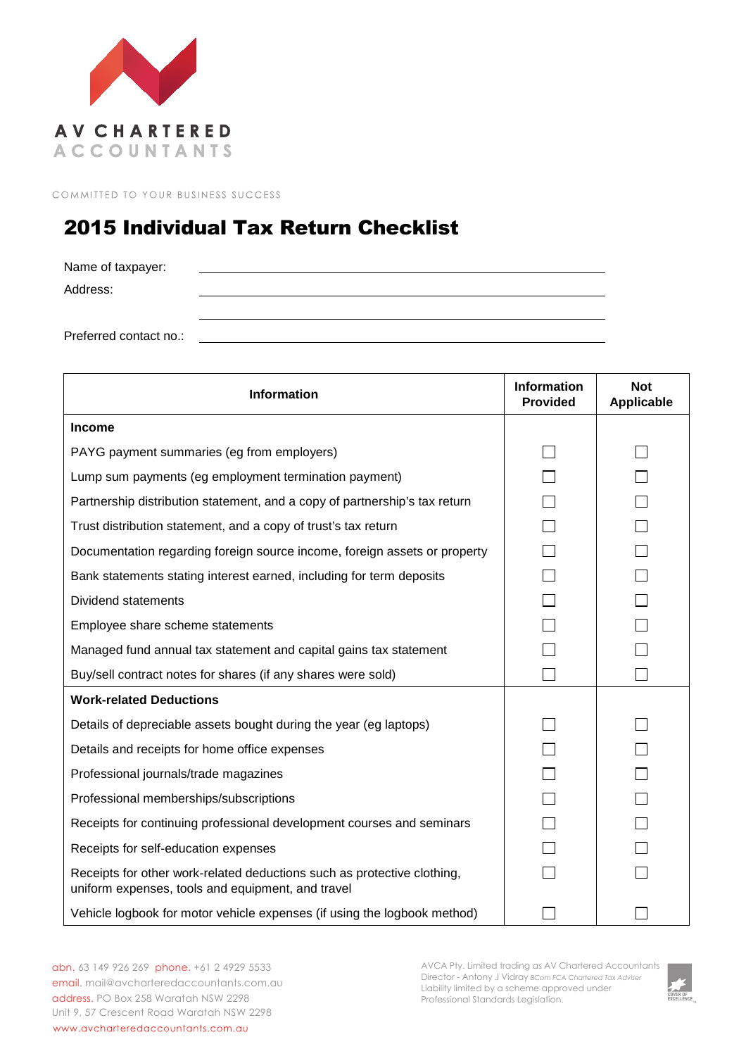AV CHARTERED ACCOUNTANTS

COMMITTED TO YOUR BUSINESS SUCCESS

# 2015 Individual Tax Return Checklist

Name of taxpayer: ____________________

Address: ____________________

____________________

Preferred contact no.: ____________________

| Information | Information Provided | Not Applicable |
|---|---|---|
| **Income** | | |
| PAYG payment summaries (eg from employers) | ☐ | ☐ |
| Lump sum payments (eg employment termination payment) | ☐ | ☐ |
| Partnership distribution statement, and a copy of partnership's tax return | ☐ | ☐ |
| Trust distribution statement, and a copy of trust's tax return | ☐ | ☐ |
| Documentation regarding foreign source income, foreign assets or property | ☐ | ☐ |
| Bank statements stating interest earned, including for term deposits | ☐ | ☐ |
| Dividend statements | ☐ | ☐ |
| Employee share scheme statements | ☐ | ☐ |
| Managed fund annual tax statement and capital gains tax statement | ☐ | ☐ |
| Buy/sell contract notes for shares (if any shares were sold) | ☐ | ☐ |
| **Work-related Deductions** | | |
| Details of depreciable assets bought during the year (eg laptops) | ☐ | ☐ |
| Details and receipts for home office expenses | ☐ | ☐ |
| Professional journals/trade magazines | ☐ | ☐ |
| Professional memberships/subscriptions | ☐ | ☐ |
| Receipts for continuing professional development courses and seminars | ☐ | ☐ |
| Receipts for self-education expenses | ☐ | ☐ |
| Receipts for other work-related deductions such as protective clothing, uniform expenses, tools and equipment, and travel | ☐ | ☐ |
| Vehicle logbook for motor vehicle expenses (if using the logbook method) | ☐ | ☐ |

abn. 63 149 926 269 phone. +61 2 4929 5533
email. mail@avcharteredaccountants.com.au
address. PO Box 258 Waratah NSW 2298
Unit 9, 57 Crescent Road Waratah NSW 2298
www.avcharteredaccountants.com.au

AVCA Pty. Limited trading as AV Chartered Accountants
Director - Antony J Vidray *BCom FCA Chartered Tax Adviser*
Liability limited by a scheme approved under Professional Standards Legislation.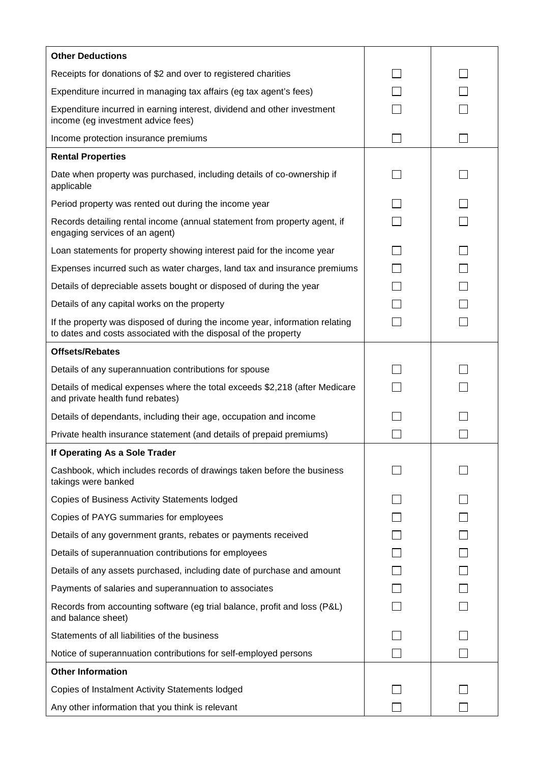| | | |
|---|---|---|
| **Other Deductions** | | |
| Receipts for donations of $2 and over to registered charities | ☐ | ☐ |
| Expenditure incurred in managing tax affairs (eg tax agent's fees) | ☐ | ☐ |
| Expenditure incurred in earning interest, dividend and other investment income (eg investment advice fees) | ☐ | ☐ |
| Income protection insurance premiums | ☐ | ☐ |
| **Rental Properties** | | |
| Date when property was purchased, including details of co-ownership if applicable | ☐ | ☐ |
| Period property was rented out during the income year | ☐ | ☐ |
| Records detailing rental income (annual statement from property agent, if engaging services of an agent) | ☐ | ☐ |
| Loan statements for property showing interest paid for the income year | ☐ | ☐ |
| Expenses incurred such as water charges, land tax and insurance premiums | ☐ | ☐ |
| Details of depreciable assets bought or disposed of during the year | ☐ | ☐ |
| Details of any capital works on the property | ☐ | ☐ |
| If the property was disposed of during the income year, information relating to dates and costs associated with the disposal of the property | ☐ | ☐ |
| **Offsets/Rebates** | | |
| Details of any superannuation contributions for spouse | ☐ | ☐ |
| Details of medical expenses where the total exceeds $2,218 (after Medicare and private health fund rebates) | ☐ | ☐ |
| Details of dependants, including their age, occupation and income | ☐ | ☐ |
| Private health insurance statement (and details of prepaid premiums) | ☐ | ☐ |
| **If Operating As a Sole Trader** | | |
| Cashbook, which includes records of drawings taken before the business takings were banked | ☐ | ☐ |
| Copies of Business Activity Statements lodged | ☐ | ☐ |
| Copies of PAYG summaries for employees | ☐ | ☐ |
| Details of any government grants, rebates or payments received | ☐ | ☐ |
| Details of superannuation contributions for employees | ☐ | ☐ |
| Details of any assets purchased, including date of purchase and amount | ☐ | ☐ |
| Payments of salaries and superannuation to associates | ☐ | ☐ |
| Records from accounting software (eg trial balance, profit and loss (P&L) and balance sheet) | ☐ | ☐ |
| Statements of all liabilities of the business | ☐ | ☐ |
| Notice of superannuation contributions for self-employed persons | ☐ | ☐ |
| **Other Information** | | |
| Copies of Instalment Activity Statements lodged | ☐ | ☐ |
| Any other information that you think is relevant | ☐ | ☐ |